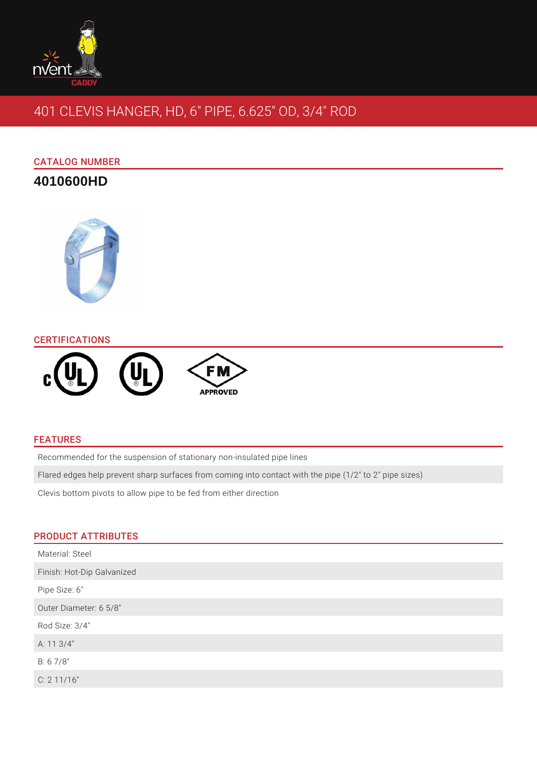# 401 CLEVIS HANGER, HD, 6" PIPE, 6.625" OD, 3/4" ROD

## CATALOG NUMBER

**4010600HD**

## CERTIFICATIONS

## FEATURES

- Recommended for the suspension of stationary non-insulated pipe lines
- Flared edges help prevent sharp surfaces from coming into contact with the pipe (1/2" to 2" pipe sizes)
- Clevis bottom pivots to allow pipe to be fed from either direction

## PRODUCT ATTRIBUTES

- Material: Steel
- Finish: Hot-Dip Galvanized
- Pipe Size: 6"
- Outer Diameter: 6 5/8"
- Rod Size: 3/4"
- A: 11 3/4"
- B: 6 7/8"
- C: 2 11/16"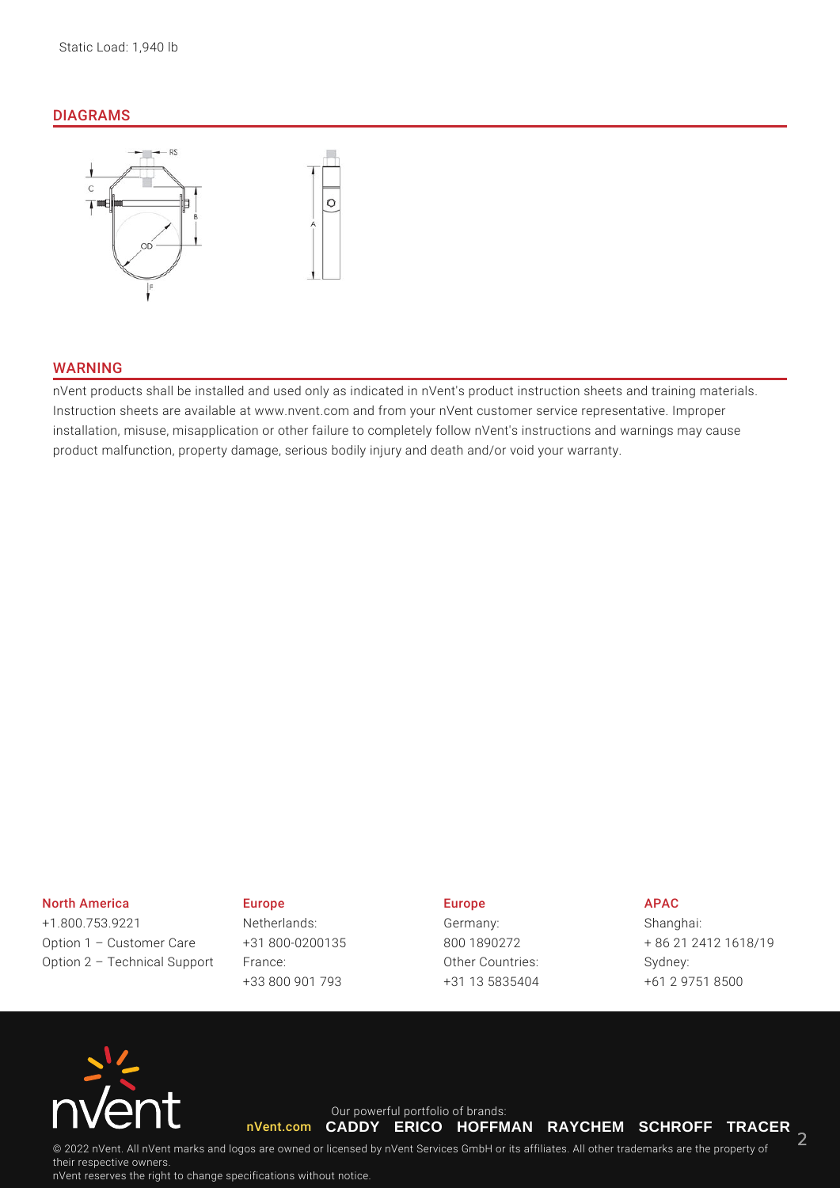Static Load: 1,940 lb

## DIAGRAMS

RS

C

B

OD

F

A

## WARNING

nVent products shall be installed and used only as indicated in nVent's product instruction sheets and training materials. Instruction sheets are available at www.nvent.com and from your nVent customer service representative. Improper installation, misuse, misapplication or other failure to completely follow nVent's instructions and warnings may cause product malfunction, property damage, serious bodily injury and death and/or void your warranty.

**North America**
+1.800.753.9221
Option 1 – Customer Care
Option 2 – Technical Support

**Europe**
Netherlands:
+31 800-0200135
France:
+33 800 901 793

**Europe**
Germany:
800 1890272
Other Countries:
+31 13 5835404

**APAC**
Shanghai:
+ 86 21 2412 1618/19
Sydney:
+61 2 9751 8500

nVent

Our powerful portfolio of brands:
nVent.com **CADDY ERICO HOFFMAN RAYCHEM SCHROFF TRACER**

© 2022 nVent. All nVent marks and logos are owned or licensed by nVent Services GmbH or its affiliates. All other trademarks are the property of their respective owners.
nVent reserves the right to change specifications without notice.